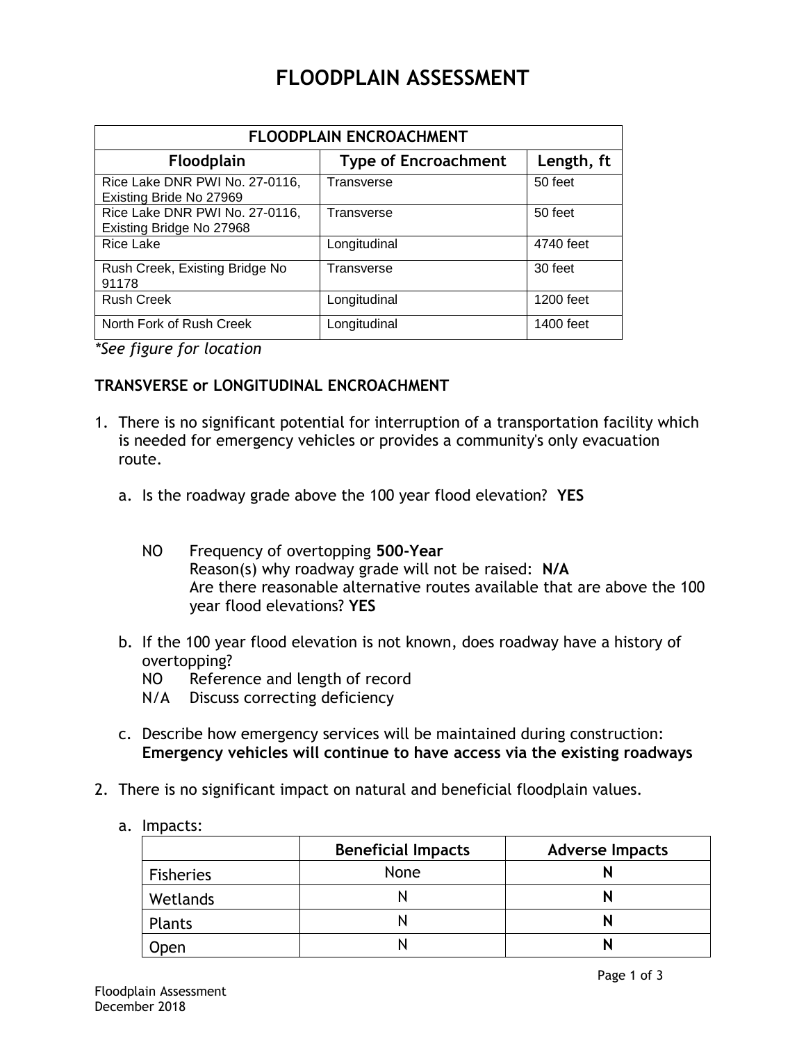# FLOODPLAIN ASSESSMENT

| FLOODPLAIN ENCROACHMENT | | |
|---|---|---|
| **Floodplain** | **Type of Encroachment** | **Length, ft** |
| Rice Lake DNR PWI No. 27-0116, Existing Bride No 27969 | Transverse | 50 feet |
| Rice Lake DNR PWI No. 27-0116, Existing Bridge No 27968 | Transverse | 50 feet |
| Rice Lake | Longitudinal | 4740 feet |
| Rush Creek, Existing Bridge No 91178 | Transverse | 30 feet |
| Rush Creek | Longitudinal | 1200 feet |
| North Fork of Rush Creek | Longitudinal | 1400 feet |

*\*See figure for location*

**TRANSVERSE or LONGITUDINAL ENCROACHMENT**

1. There is no significant potential for interruption of a transportation facility which is needed for emergency vehicles or provides a community's only evacuation route.

   a. Is the roadway grade above the 100 year flood elevation? **YES**

      NO Frequency of overtopping **500-Year**
      Reason(s) why roadway grade will not be raised: **N/A**
      Are there reasonable alternative routes available that are above the 100 year flood elevations? **YES**

   b. If the 100 year flood elevation is not known, does roadway have a history of overtopping?
      NO Reference and length of record
      N/A Discuss correcting deficiency

   c. Describe how emergency services will be maintained during construction: **Emergency vehicles will continue to have access via the existing roadways**

2. There is no significant impact on natural and beneficial floodplain values.

   a. Impacts:

| | **Beneficial Impacts** | **Adverse Impacts** |
|---|---|---|
| Fisheries | None | **N** |
| Wetlands | N | **N** |
| Plants | N | **N** |
| Open | N | **N** |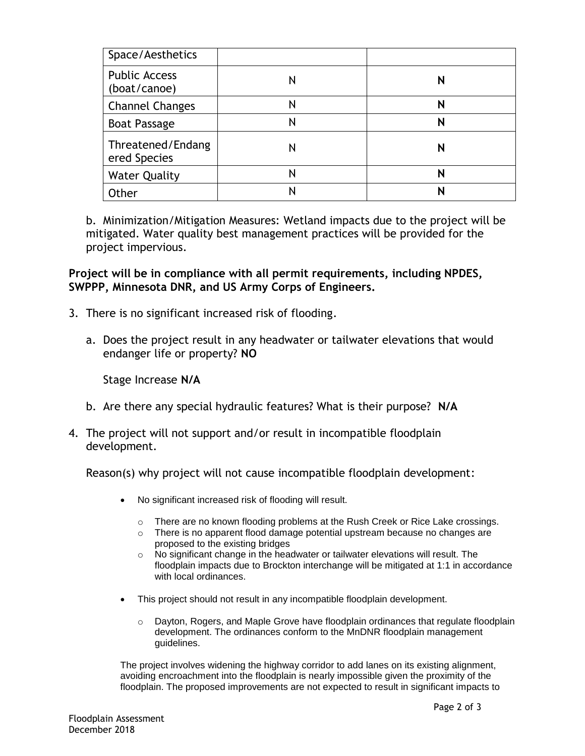| | | |
|---|---|---|
| Space/Aesthetics | | |
| Public Access (boat/canoe) | N | **N** |
| Channel Changes | N | **N** |
| Boat Passage | N | **N** |
| Threatened/Endangered Species | N | **N** |
| Water Quality | N | **N** |
| Other | N | **N** |

b. Minimization/Mitigation Measures: Wetland impacts due to the project will be mitigated. Water quality best management practices will be provided for the project impervious.

**Project will be in compliance with all permit requirements, including NPDES, SWPPP, Minnesota DNR, and US Army Corps of Engineers.**

3. There is no significant increased risk of flooding.

   a. Does the project result in any headwater or tailwater elevations that would endanger life or property? **NO**

      Stage Increase **N/A**

   b. Are there any special hydraulic features? What is their purpose? **N/A**

4. The project will not support and/or result in incompatible floodplain development.

   Reason(s) why project will not cause incompatible floodplain development:

   - No significant increased risk of flooding will result.
     - There are no known flooding problems at the Rush Creek or Rice Lake crossings.
     - There is no apparent flood damage potential upstream because no changes are proposed to the existing bridges
     - No significant change in the headwater or tailwater elevations will result. The floodplain impacts due to Brockton interchange will be mitigated at 1:1 in accordance with local ordinances.

   - This project should not result in any incompatible floodplain development.
     - Dayton, Rogers, and Maple Grove have floodplain ordinances that regulate floodplain development. The ordinances conform to the MnDNR floodplain management guidelines.

   The project involves widening the highway corridor to add lanes on its existing alignment, avoiding encroachment into the floodplain is nearly impossible given the proximity of the floodplain. The proposed improvements are not expected to result in significant impacts to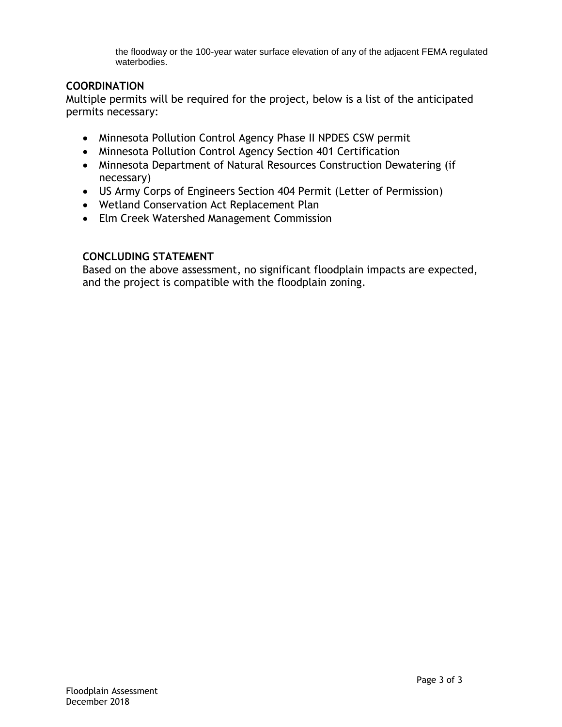the floodway or the 100-year water surface elevation of any of the adjacent FEMA regulated waterbodies.

## COORDINATION

Multiple permits will be required for the project, below is a list of the anticipated permits necessary:

- Minnesota Pollution Control Agency Phase II NPDES CSW permit
- Minnesota Pollution Control Agency Section 401 Certification
- Minnesota Department of Natural Resources Construction Dewatering (if necessary)
- US Army Corps of Engineers Section 404 Permit (Letter of Permission)
- Wetland Conservation Act Replacement Plan
- Elm Creek Watershed Management Commission

## CONCLUDING STATEMENT

Based on the above assessment, no significant floodplain impacts are expected, and the project is compatible with the floodplain zoning.